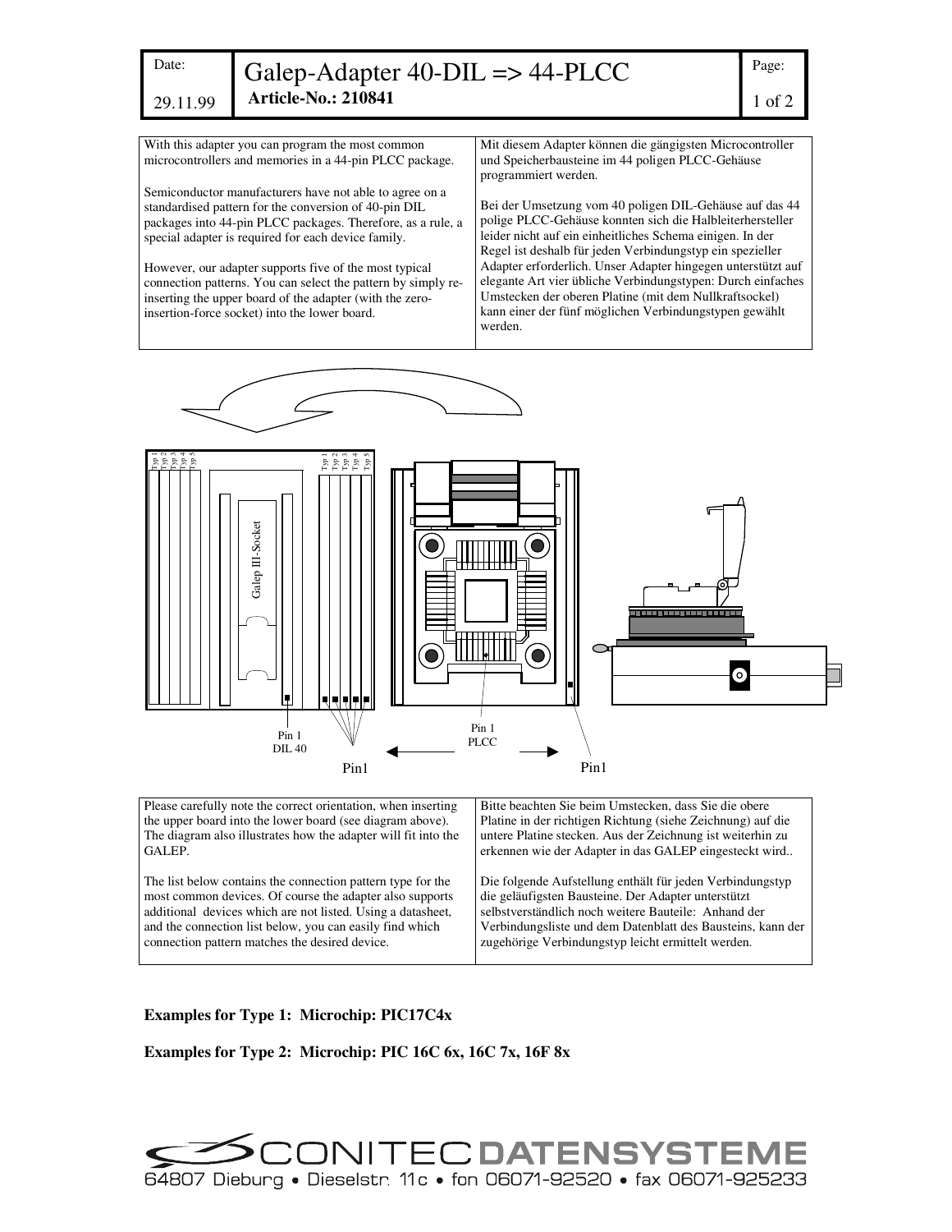| Date: 29.11.99 | Galep-Adapter 40-DIL => 44-PLCC<br>**Article-No.: 210841** | Page: 1 of 2 |
|---|---|---|

With this adapter you can program the most common microcontrollers and memories in a 44-pin PLCC package.

Semiconductor manufacturers have not able to agree on a standardised pattern for the conversion of 40-pin DIL packages into 44-pin PLCC packages. Therefore, as a rule, a special adapter is required for each device family.

However, our adapter supports five of the most typical connection patterns. You can select the pattern by simply re-inserting the upper board of the adapter (with the zero-insertion-force socket) into the lower board.

Mit diesem Adapter können die gängigsten Microcontroller und Speicherbausteine im 44 poligen PLCC-Gehäuse programmiert werden.

Bei der Umsetzung vom 40 poligen DIL-Gehäuse auf das 44 polige PLCC-Gehäuse konnten sich die Halbleiterhersteller leider nicht auf ein einheitliches Schema einigen. In der Regel ist deshalb für jeden Verbindungstyp ein spezieller Adapter erforderlich. Unser Adapter hingegen unterstützt auf elegante Art vier übliche Verbindungstypen: Durch einfaches Umstecken der oberen Platine (mit dem Nullkraftsockel) kann einer der fünf möglichen Verbindungstypen gewählt werden.

Typ 1 Typ 2 Typ 3 Typ 4 Typ 5

Galep III-Socket

Typ 1 Typ 2 Typ 3 Typ 4 Typ 5

Pin 1 DIL 40

Pin1

Pin 1 PLCC

Pin1

Please carefully note the correct orientation, when inserting the upper board into the lower board (see diagram above). The diagram also illustrates how the adapter will fit into the GALEP.

The list below contains the connection pattern type for the most common devices. Of course the adapter also supports additional devices which are not listed. Using a datasheet, and the connection list below, you can easily find which connection pattern matches the desired device.

Bitte beachten Sie beim Umstecken, dass Sie die obere Platine in der richtigen Richtung (siehe Zeichnung) auf die untere Platine stecken. Aus der Zeichnung ist weiterhin zu erkennen wie der Adapter in das GALEP eingesteckt wird..

Die folgende Aufstellung enthält für jeden Verbindungstyp die geläufigsten Bausteine. Der Adapter unterstützt selbstverständlich noch weitere Bauteile: Anhand der Verbindungsliste und dem Datenblatt des Bausteins, kann der zugehörige Verbindungstyp leicht ermittelt werden.

**Examples for Type 1: Microchip: PIC17C4x**

**Examples for Type 2: Microchip: PIC 16C 6x, 16C 7x, 16F 8x**

CONITEC DATENSYSTEME
64807 Dieburg • Dieselstr. 11c • fon 06071-92520 • fax 06071-925233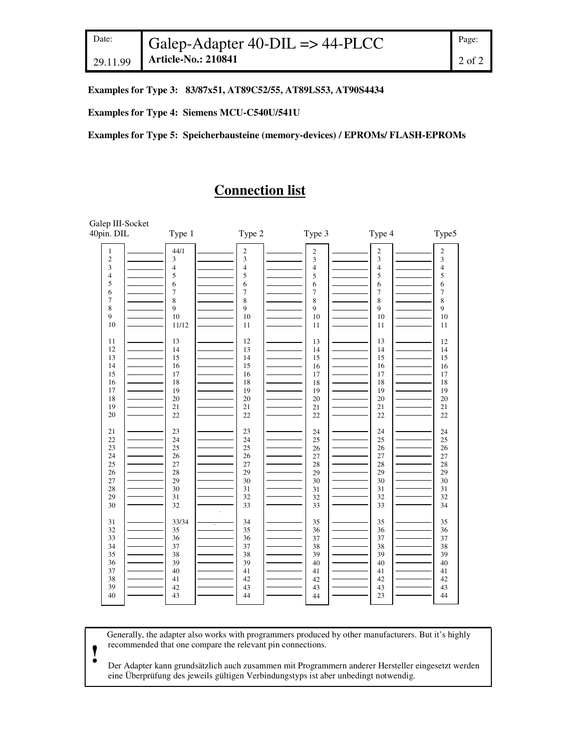**Examples for Type 3: 83/87x51, AT89C52/55, AT89LS53, AT90S4434**

**Examples for Type 4: Siemens MCU-C540U/541U**

**Examples for Type 5: Speicherbausteine (memory-devices) / EPROMs/ FLASH-EPROMs**

## Connection list

| Galep III-Socket 40pin. DIL | Type 1 | Type 2 | Type 3 | Type 4 | Type5 |
|---|---|---|---|---|---|
| 1 | 44/1 | 2 | 2 | 2 | 2 |
| 2 | 3 | 3 | 3 | 3 | 3 |
| 3 | 4 | 4 | 4 | 4 | 4 |
| 4 | 5 | 5 | 5 | 5 | 5 |
| 5 | 6 | 6 | 6 | 6 | 6 |
| 6 | 7 | 7 | 7 | 7 | 7 |
| 7 | 8 | 8 | 8 | 8 | 8 |
| 8 | 9 | 9 | 9 | 9 | 9 |
| 9 | 10 | 10 | 10 | 10 | 10 |
| 10 | 11/12 | 11 | 11 | 11 | 11 |
| 11 | 13 | 12 | 13 | 13 | 12 |
| 12 | 14 | 13 | 14 | 14 | 14 |
| 13 | 15 | 14 | 15 | 15 | 15 |
| 14 | 16 | 15 | 16 | 16 | 16 |
| 15 | 17 | 16 | 17 | 17 | 17 |
| 16 | 18 | 18 | 18 | 18 | 18 |
| 17 | 19 | 19 | 19 | 19 | 19 |
| 18 | 20 | 20 | 20 | 20 | 20 |
| 19 | 21 | 21 | 21 | 21 | 21 |
| 20 | 22 | 22 | 22 | 22 | 22 |
| 21 | 23 | 23 | 24 | 24 | 24 |
| 22 | 24 | 24 | 25 | 25 | 25 |
| 23 | 25 | 25 | 26 | 26 | 26 |
| 24 | 26 | 26 | 27 | 27 | 27 |
| 25 | 27 | 27 | 28 | 28 | 28 |
| 26 | 28 | 29 | 29 | 29 | 29 |
| 27 | 29 | 30 | 30 | 30 | 30 |
| 28 | 30 | 31 | 31 | 31 | 31 |
| 29 | 31 | 32 | 32 | 32 | 32 |
| 30 | 32 | 33 | 33 | 33 | 34 |
| 31 | 33/34 | 34 | 35 | 35 | 35 |
| 32 | 35 | 35 | 36 | 36 | 36 |
| 33 | 36 | 36 | 37 | 37 | 37 |
| 34 | 37 | 37 | 38 | 38 | 38 |
| 35 | 38 | 38 | 39 | 39 | 39 |
| 36 | 39 | 39 | 40 | 40 | 40 |
| 37 | 40 | 41 | 41 | 41 | 41 |
| 38 | 41 | 42 | 42 | 42 | 42 |
| 39 | 42 | 43 | 43 | 43 | 43 |
| 40 | 43 | 44 | 44 | 23 | 44 |

! Generally, the adapter also works with programmers produced by other manufacturers. But it's highly recommended that one compare the relevant pin connections.

Der Adapter kann grundsätzlich auch zusammen mit Programmern anderer Hersteller eingesetzt werden eine Überprüfung des jeweils gültigen Verbindungstyps ist aber unbedingt notwendig.